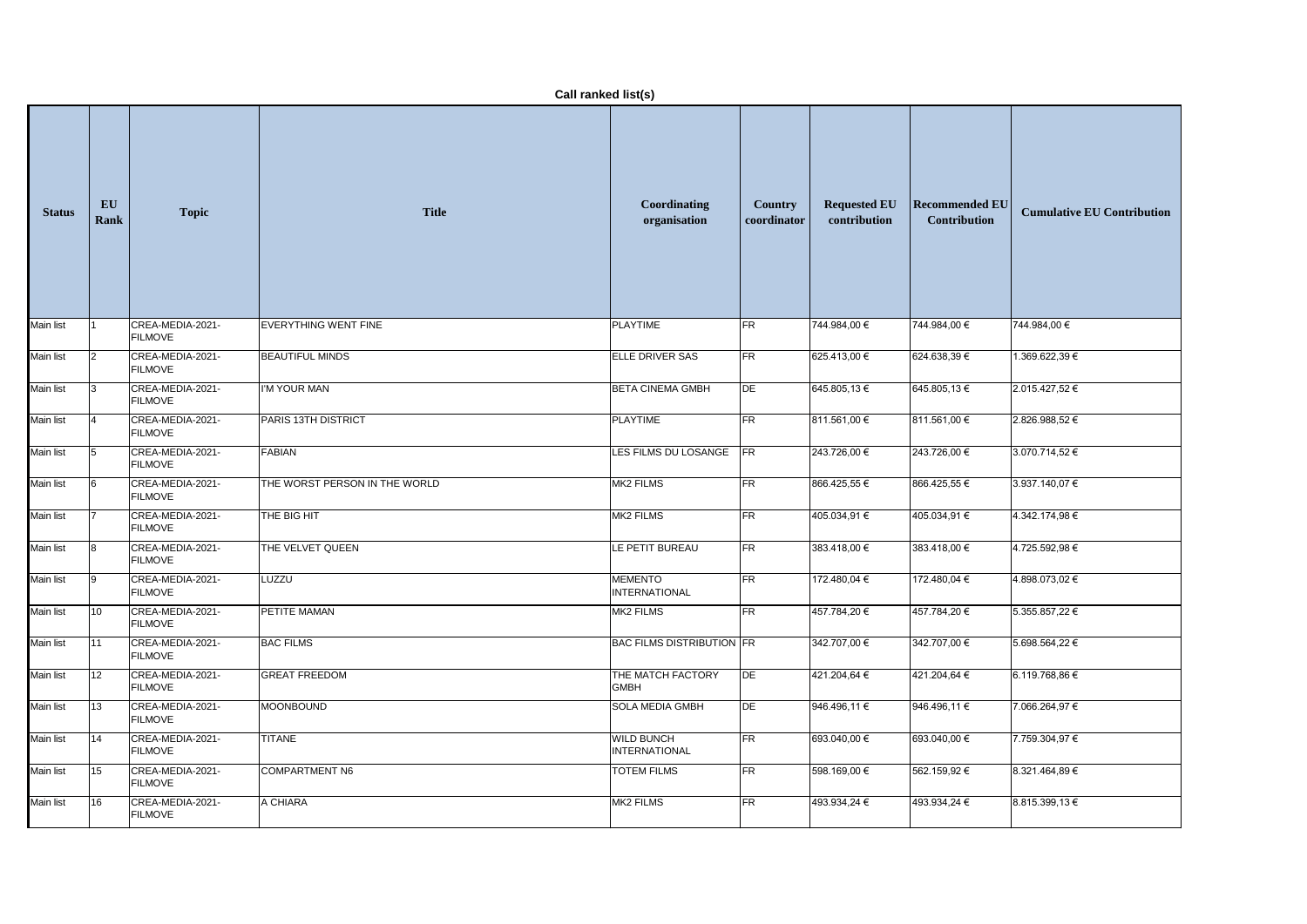**Call ranked list(s)**

| Status | EU Rank | Topic | Title | Coordinating organisation | Country coordinator | Requested EU contribution | Recommended EU Contribution | Cumulative EU Contribution |
|---|---|---|---|---|---|---|---|---|
| Main list | 1 | CREA-MEDIA-2021-FILMOVE | EVERYTHING WENT FINE | PLAYTIME | FR | 744.984,00 € | 744.984,00 € | 744.984,00 € |
| Main list | 2 | CREA-MEDIA-2021-FILMOVE | BEAUTIFUL MINDS | ELLE DRIVER SAS | FR | 625.413,00 € | 624.638,39 € | 1.369.622,39 € |
| Main list | 3 | CREA-MEDIA-2021-FILMOVE | I'M YOUR MAN | BETA CINEMA GMBH | DE | 645.805,13 € | 645.805,13 € | 2.015.427,52 € |
| Main list | 4 | CREA-MEDIA-2021-FILMOVE | PARIS 13TH DISTRICT | PLAYTIME | FR | 811.561,00 € | 811.561,00 € | 2.826.988,52 € |
| Main list | 5 | CREA-MEDIA-2021-FILMOVE | FABIAN | LES FILMS DU LOSANGE | FR | 243.726,00 € | 243.726,00 € | 3.070.714,52 € |
| Main list | 6 | CREA-MEDIA-2021-FILMOVE | THE WORST PERSON IN THE WORLD | MK2 FILMS | FR | 866.425,55 € | 866.425,55 € | 3.937.140,07 € |
| Main list | 7 | CREA-MEDIA-2021-FILMOVE | THE BIG HIT | MK2 FILMS | FR | 405.034,91 € | 405.034,91 € | 4.342.174,98 € |
| Main list | 8 | CREA-MEDIA-2021-FILMOVE | THE VELVET QUEEN | LE PETIT BUREAU | FR | 383.418,00 € | 383.418,00 € | 4.725.592,98 € |
| Main list | 9 | CREA-MEDIA-2021-FILMOVE | LUZZU | MEMENTO INTERNATIONAL | FR | 172.480,04 € | 172.480,04 € | 4.898.073,02 € |
| Main list | 10 | CREA-MEDIA-2021-FILMOVE | PETITE MAMAN | MK2 FILMS | FR | 457.784,20 € | 457.784,20 € | 5.355.857,22 € |
| Main list | 11 | CREA-MEDIA-2021-FILMOVE | BAC FILMS | BAC FILMS DISTRIBUTION | FR | 342.707,00 € | 342.707,00 € | 5.698.564,22 € |
| Main list | 12 | CREA-MEDIA-2021-FILMOVE | GREAT FREEDOM | THE MATCH FACTORY GMBH | DE | 421.204,64 € | 421.204,64 € | 6.119.768,86 € |
| Main list | 13 | CREA-MEDIA-2021-FILMOVE | MOONBOUND | SOLA MEDIA GMBH | DE | 946.496,11 € | 946.496,11 € | 7.066.264,97 € |
| Main list | 14 | CREA-MEDIA-2021-FILMOVE | TITANE | WILD BUNCH INTERNATIONAL | FR | 693.040,00 € | 693.040,00 € | 7.759.304,97 € |
| Main list | 15 | CREA-MEDIA-2021-FILMOVE | COMPARTMENT N6 | TOTEM FILMS | FR | 598.169,00 € | 562.159,92 € | 8.321.464,89 € |
| Main list | 16 | CREA-MEDIA-2021-FILMOVE | A CHIARA | MK2 FILMS | FR | 493.934,24 € | 493.934,24 € | 8.815.399,13 € |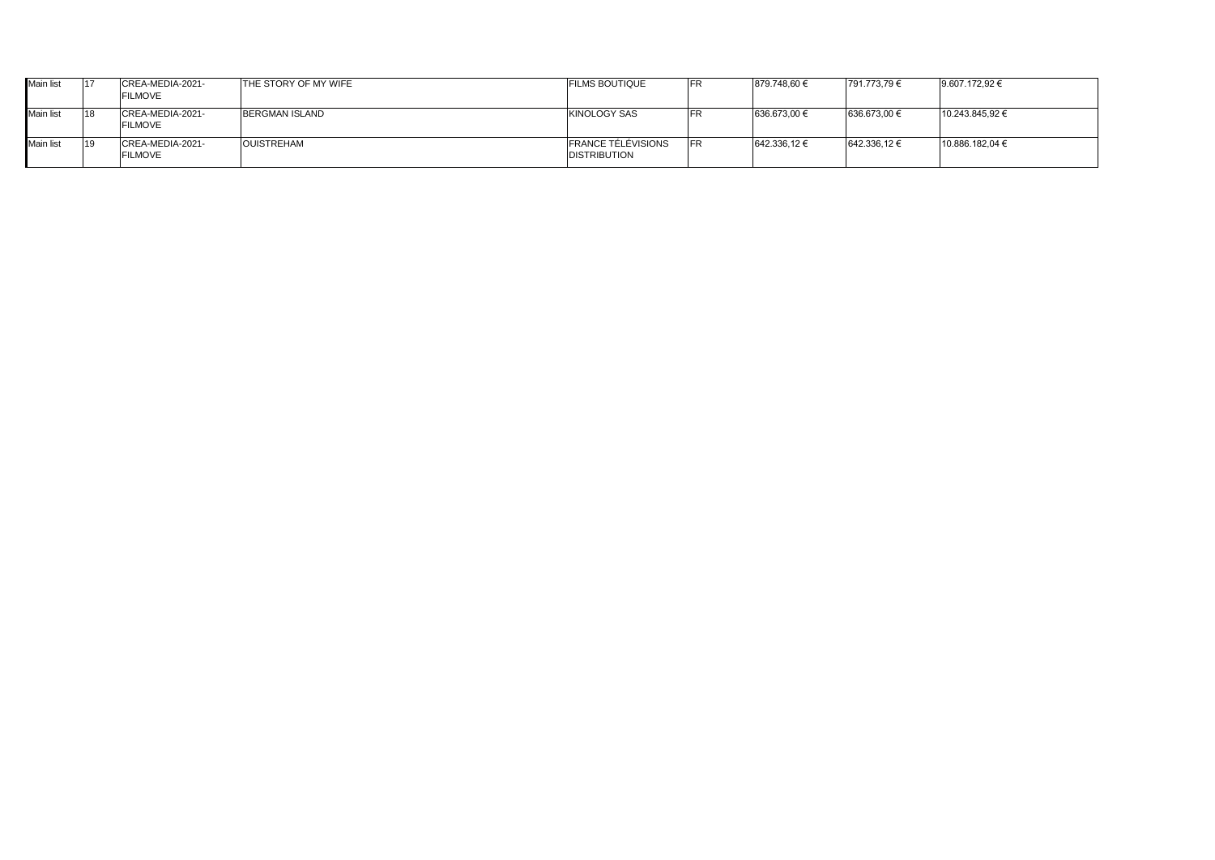| | | | | | | | | |
|---|---|---|---|---|---|---|---|---|
| Main list | 17 | CREA-MEDIA-2021-FILMOVE | THE STORY OF MY WIFE | FILMS BOUTIQUE | FR | 879.748,60 € | 791.773,79 € | 9.607.172,92 € |
| Main list | 18 | CREA-MEDIA-2021-FILMOVE | BERGMAN ISLAND | KINOLOGY SAS | FR | 636.673,00 € | 636.673,00 € | 10.243.845,92 € |
| Main list | 19 | CREA-MEDIA-2021-FILMOVE | OUISTREHAM | FRANCE TÉLÉVISIONS DISTRIBUTION | FR | 642.336,12 € | 642.336,12 € | 10.886.182,04 € |